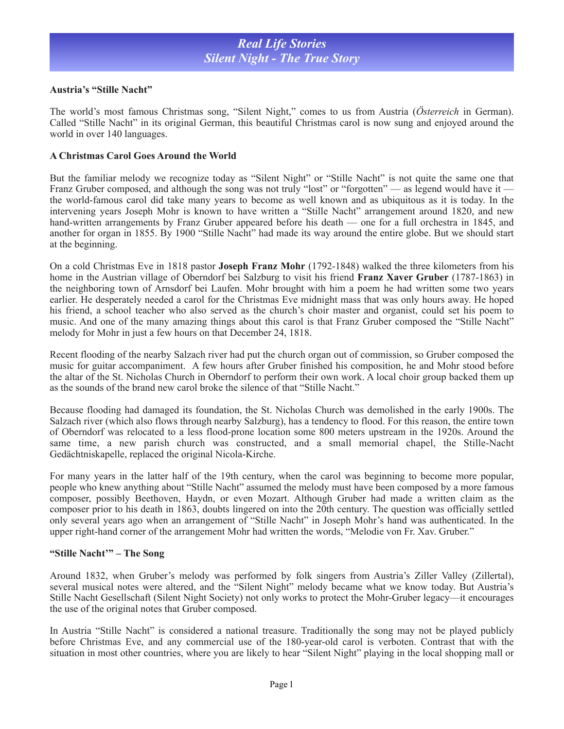# Real Life Stories
# Silent Night - The True Story

### Austria's "Stille Nacht"

The world's most famous Christmas song, "Silent Night," comes to us from Austria (*Österreich* in German). Called "Stille Nacht" in its original German, this beautiful Christmas carol is now sung and enjoyed around the world in over 140 languages.

### A Christmas Carol Goes Around the World

But the familiar melody we recognize today as "Silent Night" or "Stille Nacht" is not quite the same one that Franz Gruber composed, and although the song was not truly "lost" or "forgotten" — as legend would have it — the world-famous carol did take many years to become as well known and as ubiquitous as it is today. In the intervening years Joseph Mohr is known to have written a "Stille Nacht" arrangement around 1820, and new hand-written arrangements by Franz Gruber appeared before his death — one for a full orchestra in 1845, and another for organ in 1855. By 1900 "Stille Nacht" had made its way around the entire globe. But we should start at the beginning.

On a cold Christmas Eve in 1818 pastor **Joseph Franz Mohr** (1792-1848) walked the three kilometers from his home in the Austrian village of Oberndorf bei Salzburg to visit his friend **Franz Xaver Gruber** (1787-1863) in the neighboring town of Arnsdorf bei Laufen. Mohr brought with him a poem he had written some two years earlier. He desperately needed a carol for the Christmas Eve midnight mass that was only hours away. He hoped his friend, a school teacher who also served as the church's choir master and organist, could set his poem to music. And one of the many amazing things about this carol is that Franz Gruber composed the "Stille Nacht" melody for Mohr in just a few hours on that December 24, 1818.

Recent flooding of the nearby Salzach river had put the church organ out of commission, so Gruber composed the music for guitar accompaniment. A few hours after Gruber finished his composition, he and Mohr stood before the altar of the St. Nicholas Church in Oberndorf to perform their own work. A local choir group backed them up as the sounds of the brand new carol broke the silence of that "Stille Nacht."

Because flooding had damaged its foundation, the St. Nicholas Church was demolished in the early 1900s. The Salzach river (which also flows through nearby Salzburg), has a tendency to flood. For this reason, the entire town of Oberndorf was relocated to a less flood-prone location some 800 meters upstream in the 1920s. Around the same time, a new parish church was constructed, and a small memorial chapel, the Stille-Nacht Gedächtniskapelle, replaced the original Nicola-Kirche.

For many years in the latter half of the 19th century, when the carol was beginning to become more popular, people who knew anything about "Stille Nacht" assumed the melody must have been composed by a more famous composer, possibly Beethoven, Haydn, or even Mozart. Although Gruber had made a written claim as the composer prior to his death in 1863, doubts lingered on into the 20th century. The question was officially settled only several years ago when an arrangement of "Stille Nacht" in Joseph Mohr's hand was authenticated. In the upper right-hand corner of the arrangement Mohr had written the words, "Melodie von Fr. Xav. Gruber."

### "Stille Nacht'" – The Song

Around 1832, when Gruber's melody was performed by folk singers from Austria's Ziller Valley (Zillertal), several musical notes were altered, and the "Silent Night" melody became what we know today. But Austria's Stille Nacht Gesellschaft (Silent Night Society) not only works to protect the Mohr-Gruber legacy—it encourages the use of the original notes that Gruber composed.

In Austria "Stille Nacht" is considered a national treasure. Traditionally the song may not be played publicly before Christmas Eve, and any commercial use of the 180-year-old carol is verboten. Contrast that with the situation in most other countries, where you are likely to hear "Silent Night" playing in the local shopping mall or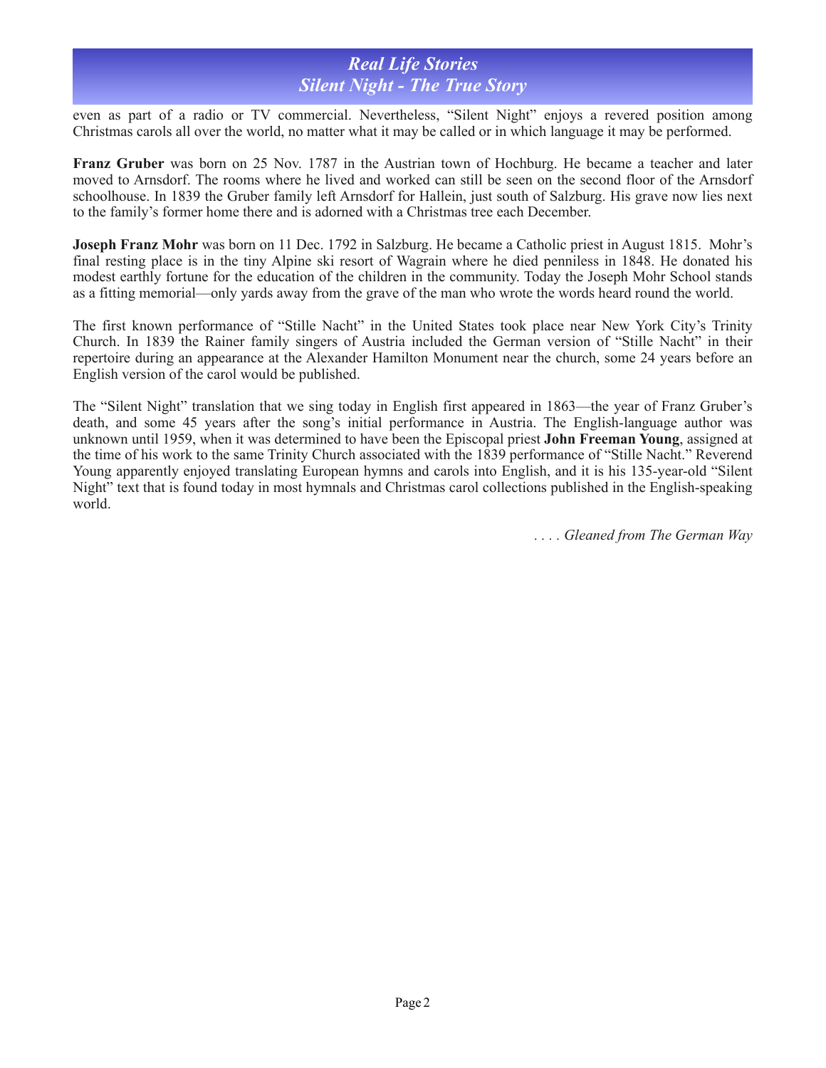even as part of a radio or TV commercial. Nevertheless, “Silent Night” enjoys a revered position among Christmas carols all over the world, no matter what it may be called or in which language it may be performed.

**Franz Gruber** was born on 25 Nov. 1787 in the Austrian town of Hochburg. He became a teacher and later moved to Arnsdorf. The rooms where he lived and worked can still be seen on the second floor of the Arnsdorf schoolhouse. In 1839 the Gruber family left Arnsdorf for Hallein, just south of Salzburg. His grave now lies next to the family’s former home there and is adorned with a Christmas tree each December.

**Joseph Franz Mohr** was born on 11 Dec. 1792 in Salzburg. He became a Catholic priest in August 1815. Mohr’s final resting place is in the tiny Alpine ski resort of Wagrain where he died penniless in 1848. He donated his modest earthly fortune for the education of the children in the community. Today the Joseph Mohr School stands as a fitting memorial—only yards away from the grave of the man who wrote the words heard round the world.

The first known performance of “Stille Nacht” in the United States took place near New York City’s Trinity Church. In 1839 the Rainer family singers of Austria included the German version of “Stille Nacht” in their repertoire during an appearance at the Alexander Hamilton Monument near the church, some 24 years before an English version of the carol would be published.

The “Silent Night” translation that we sing today in English first appeared in 1863—the year of Franz Gruber’s death, and some 45 years after the song’s initial performance in Austria. The English-language author was unknown until 1959, when it was determined to have been the Episcopal priest **John Freeman Young**, assigned at the time of his work to the same Trinity Church associated with the 1839 performance of “Stille Nacht.” Reverend Young apparently enjoyed translating European hymns and carols into English, and it is his 135-year-old “Silent Night” text that is found today in most hymnals and Christmas carol collections published in the English-speaking world.

*. . . . Gleaned from The German Way*